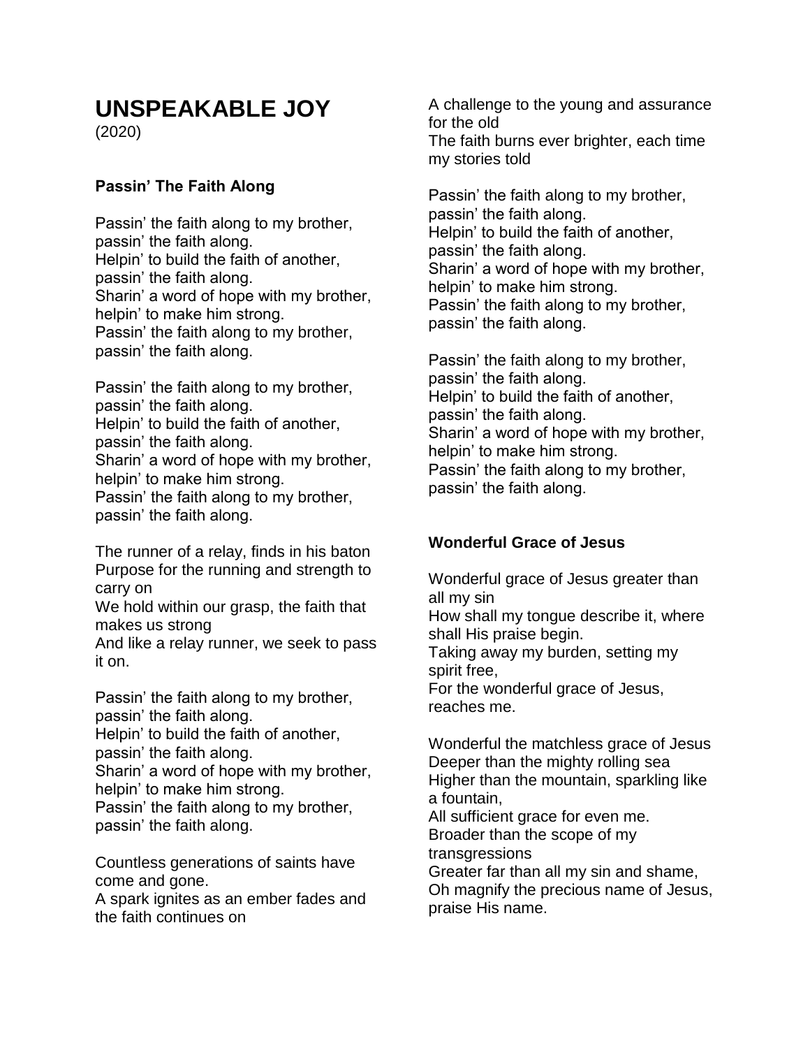# UNSPEAKABLE JOY

(2020)

### Passin' The Faith Along

Passin' the faith along to my brother, passin' the faith along.
Helpin' to build the faith of another, passin' the faith along.
Sharin' a word of hope with my brother, helpin' to make him strong.
Passin' the faith along to my brother, passin' the faith along.

Passin' the faith along to my brother, passin' the faith along.
Helpin' to build the faith of another, passin' the faith along.
Sharin' a word of hope with my brother, helpin' to make him strong.
Passin' the faith along to my brother, passin' the faith along.

The runner of a relay, finds in his baton
Purpose for the running and strength to carry on
We hold within our grasp, the faith that makes us strong
And like a relay runner, we seek to pass it on.

Passin' the faith along to my brother, passin' the faith along.
Helpin' to build the faith of another, passin' the faith along.
Sharin' a word of hope with my brother, helpin' to make him strong.
Passin' the faith along to my brother, passin' the faith along.

Countless generations of saints have come and gone.
A spark ignites as an ember fades and the faith continues on
A challenge to the young and assurance for the old
The faith burns ever brighter, each time my stories told

Passin' the faith along to my brother, passin' the faith along.
Helpin' to build the faith of another, passin' the faith along.
Sharin' a word of hope with my brother, helpin' to make him strong.
Passin' the faith along to my brother, passin' the faith along.

Passin' the faith along to my brother, passin' the faith along.
Helpin' to build the faith of another, passin' the faith along.
Sharin' a word of hope with my brother, helpin' to make him strong.
Passin' the faith along to my brother, passin' the faith along.

### Wonderful Grace of Jesus

Wonderful grace of Jesus greater than all my sin
How shall my tongue describe it, where shall His praise begin.
Taking away my burden, setting my spirit free,
For the wonderful grace of Jesus, reaches me.

Wonderful the matchless grace of Jesus
Deeper than the mighty rolling sea
Higher than the mountain, sparkling like a fountain,
All sufficient grace for even me.
Broader than the scope of my transgressions
Greater far than all my sin and shame,
Oh magnify the precious name of Jesus, praise His name.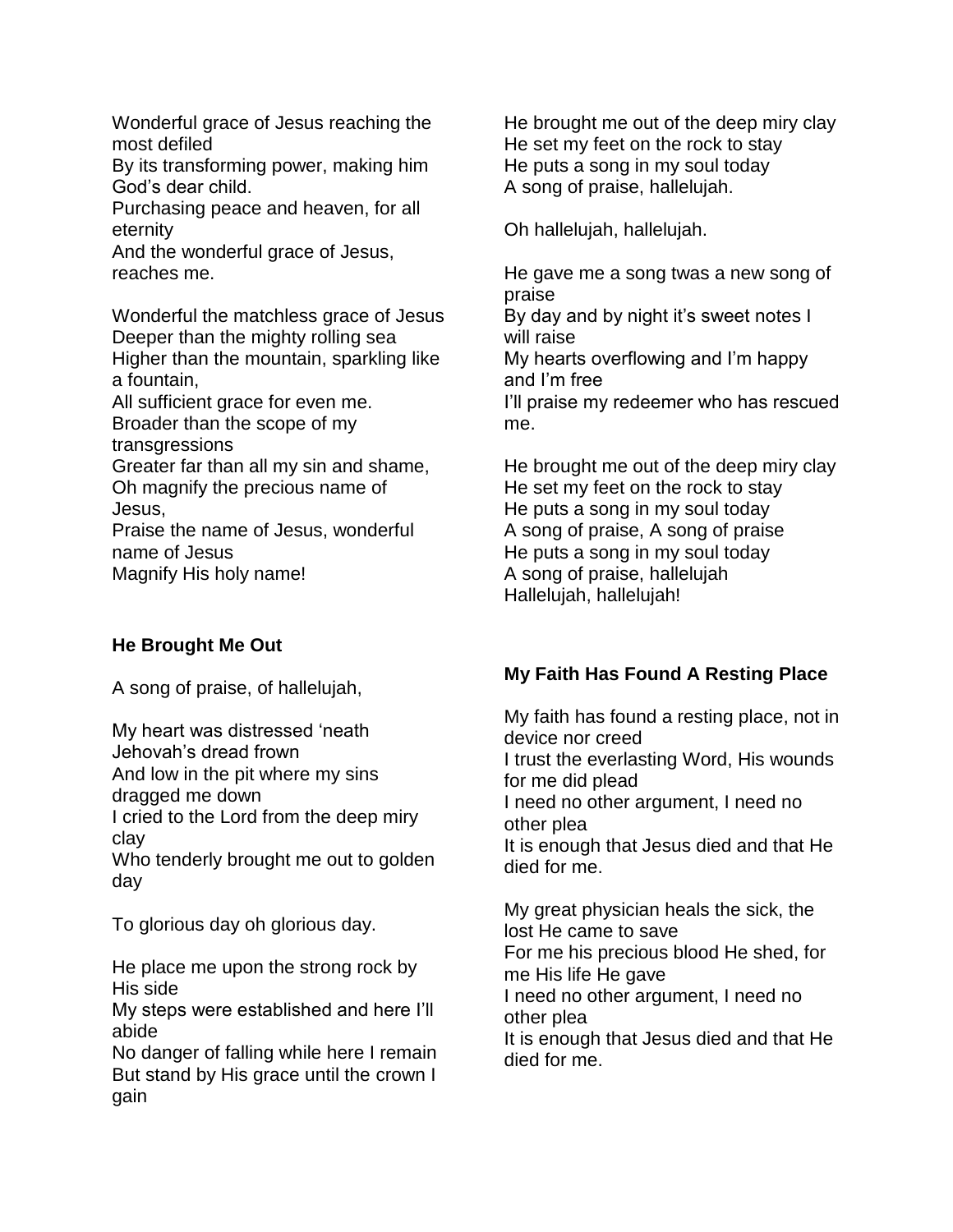Wonderful grace of Jesus reaching the most defiled
By its transforming power, making him God's dear child.
Purchasing peace and heaven, for all eternity
And the wonderful grace of Jesus, reaches me.

Wonderful the matchless grace of Jesus
Deeper than the mighty rolling sea
Higher than the mountain, sparkling like a fountain,
All sufficient grace for even me.
Broader than the scope of my transgressions
Greater far than all my sin and shame,
Oh magnify the precious name of Jesus,
Praise the name of Jesus, wonderful name of Jesus
Magnify His holy name!

**He Brought Me Out**

A song of praise, of hallelujah,

My heart was distressed 'neath Jehovah's dread frown
And low in the pit where my sins dragged me down
I cried to the Lord from the deep miry clay
Who tenderly brought me out to golden day

To glorious day oh glorious day.

He place me upon the strong rock by His side
My steps were established and here I'll abide
No danger of falling while here I remain
But stand by His grace until the crown I gain

He brought me out of the deep miry clay
He set my feet on the rock to stay
He puts a song in my soul today
A song of praise, hallelujah.

Oh hallelujah, hallelujah.

He gave me a song twas a new song of praise
By day and by night it's sweet notes I will raise
My hearts overflowing and I'm happy and I'm free
I'll praise my redeemer who has rescued me.

He brought me out of the deep miry clay
He set my feet on the rock to stay
He puts a song in my soul today
A song of praise, A song of praise
He puts a song in my soul today
A song of praise, hallelujah
Hallelujah, hallelujah!

**My Faith Has Found A Resting Place**

My faith has found a resting place, not in device nor creed
I trust the everlasting Word, His wounds for me did plead
I need no other argument, I need no other plea
It is enough that Jesus died and that He died for me.

My great physician heals the sick, the lost He came to save
For me his precious blood He shed, for me His life He gave
I need no other argument, I need no other plea
It is enough that Jesus died and that He died for me.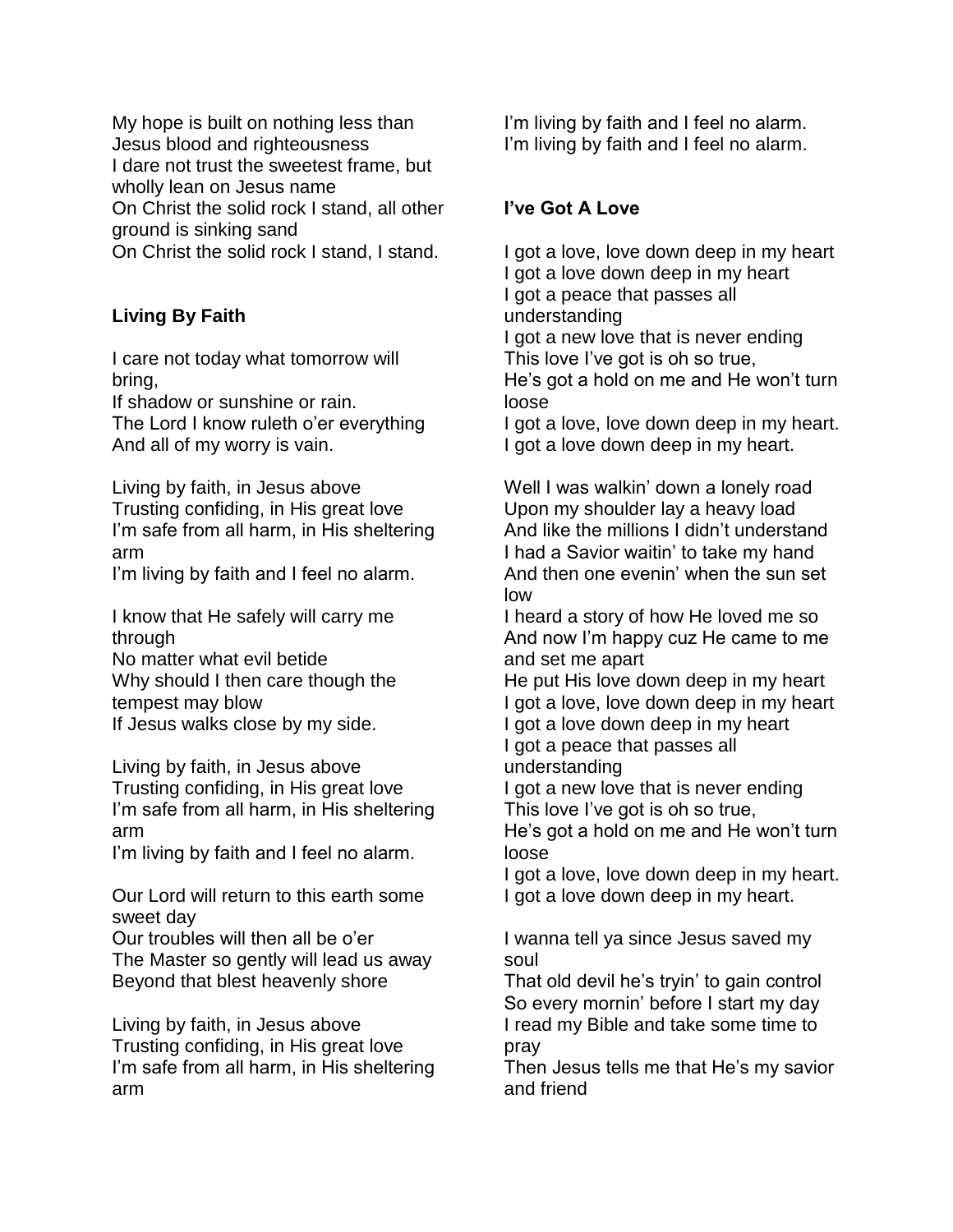My hope is built on nothing less than
Jesus blood and righteousness
I dare not trust the sweetest frame, but wholly lean on Jesus name
On Christ the solid rock I stand, all other ground is sinking sand
On Christ the solid rock I stand, I stand.

### Living By Faith

I care not today what tomorrow will bring,
If shadow or sunshine or rain.
The Lord I know ruleth o'er everything
And all of my worry is vain.

Living by faith, in Jesus above
Trusting confiding, in His great love
I'm safe from all harm, in His sheltering arm
I'm living by faith and I feel no alarm.

I know that He safely will carry me through
No matter what evil betide
Why should I then care though the tempest may blow
If Jesus walks close by my side.

Living by faith, in Jesus above
Trusting confiding, in His great love
I'm safe from all harm, in His sheltering arm
I'm living by faith and I feel no alarm.

Our Lord will return to this earth some sweet day
Our troubles will then all be o'er
The Master so gently will lead us away
Beyond that blest heavenly shore

Living by faith, in Jesus above
Trusting confiding, in His great love
I'm safe from all harm, in His sheltering arm
I'm living by faith and I feel no alarm.
I'm living by faith and I feel no alarm.

### I've Got A Love

I got a love, love down deep in my heart
I got a love down deep in my heart
I got a peace that passes all understanding
I got a new love that is never ending
This love I've got is oh so true,
He's got a hold on me and He won't turn loose
I got a love, love down deep in my heart.
I got a love down deep in my heart.

Well I was walkin' down a lonely road
Upon my shoulder lay a heavy load
And like the millions I didn't understand
I had a Savior waitin' to take my hand
And then one evenin' when the sun set low
I heard a story of how He loved me so
And now I'm happy cuz He came to me and set me apart
He put His love down deep in my heart
I got a love, love down deep in my heart
I got a love down deep in my heart
I got a peace that passes all understanding
I got a new love that is never ending
This love I've got is oh so true,
He's got a hold on me and He won't turn loose
I got a love, love down deep in my heart.
I got a love down deep in my heart.

I wanna tell ya since Jesus saved my soul
That old devil he's tryin' to gain control
So every mornin' before I start my day
I read my Bible and take some time to pray
Then Jesus tells me that He's my savior and friend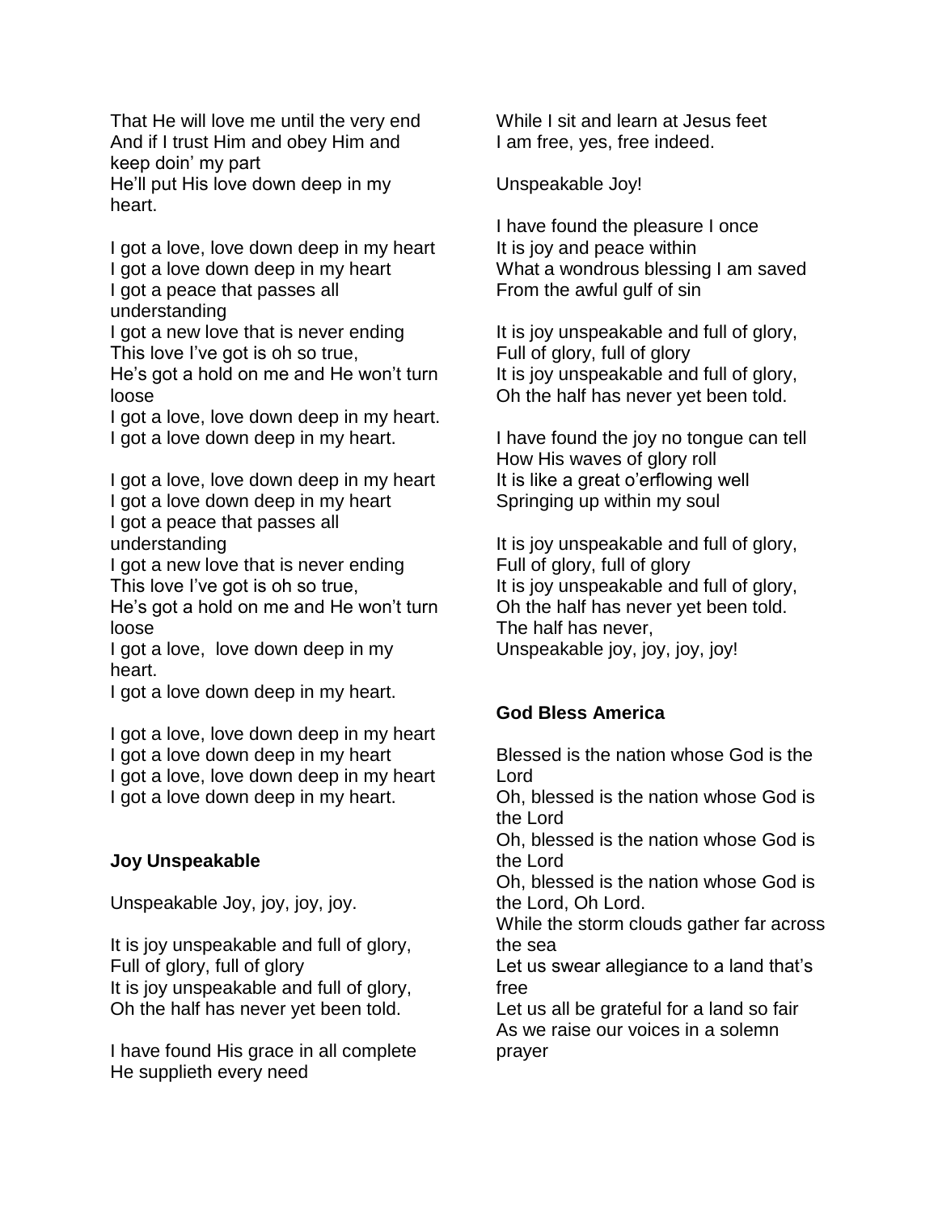That He will love me until the very end
And if I trust Him and obey Him and keep doin' my part
He'll put His love down deep in my heart.

I got a love, love down deep in my heart
I got a love down deep in my heart
I got a peace that passes all understanding
I got a new love that is never ending
This love I've got is oh so true,
He's got a hold on me and He won't turn loose
I got a love, love down deep in my heart.
I got a love down deep in my heart.

I got a love, love down deep in my heart
I got a love down deep in my heart
I got a peace that passes all understanding
I got a new love that is never ending
This love I've got is oh so true,
He's got a hold on me and He won't turn loose
I got a love, love down deep in my heart.
I got a love down deep in my heart.

I got a love, love down deep in my heart
I got a love down deep in my heart
I got a love, love down deep in my heart
I got a love down deep in my heart.

**Joy Unspeakable**

Unspeakable Joy, joy, joy, joy.

It is joy unspeakable and full of glory,
Full of glory, full of glory
It is joy unspeakable and full of glory,
Oh the half has never yet been told.

I have found His grace in all complete
He supplieth every need
While I sit and learn at Jesus feet
I am free, yes, free indeed.

Unspeakable Joy!

I have found the pleasure I once
It is joy and peace within
What a wondrous blessing I am saved
From the awful gulf of sin

It is joy unspeakable and full of glory,
Full of glory, full of glory
It is joy unspeakable and full of glory,
Oh the half has never yet been told.

I have found the joy no tongue can tell
How His waves of glory roll
It is like a great o'erflowing well
Springing up within my soul

It is joy unspeakable and full of glory,
Full of glory, full of glory
It is joy unspeakable and full of glory,
Oh the half has never yet been told.
The half has never,
Unspeakable joy, joy, joy, joy!

**God Bless America**

Blessed is the nation whose God is the Lord
Oh, blessed is the nation whose God is the Lord
Oh, blessed is the nation whose God is the Lord
Oh, blessed is the nation whose God is the Lord, Oh Lord.
While the storm clouds gather far across the sea
Let us swear allegiance to a land that's free
Let us all be grateful for a land so fair
As we raise our voices in a solemn prayer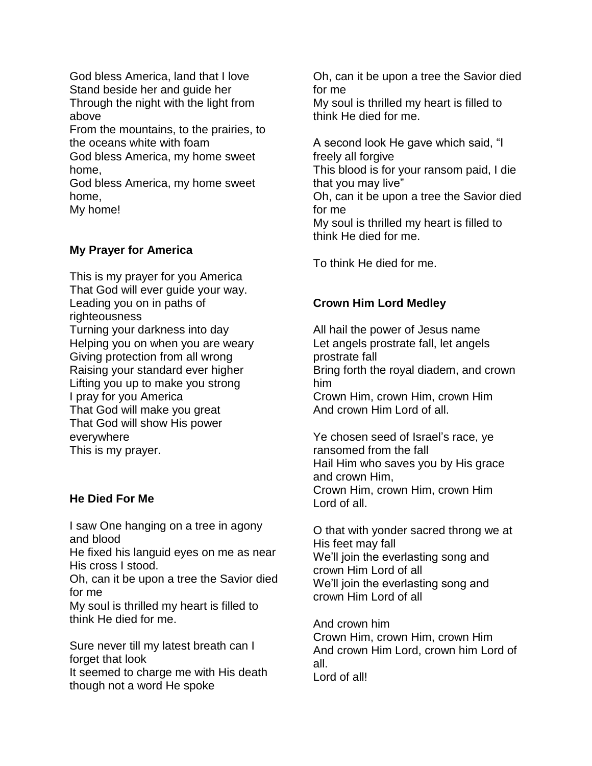God bless America, land that I love
Stand beside her and guide her
Through the night with the light from above
From the mountains, to the prairies, to the oceans white with foam
God bless America, my home sweet home,
God bless America, my home sweet home,
My home!

### My Prayer for America

This is my prayer for you America
That God will ever guide your way.
Leading you on in paths of righteousness
Turning your darkness into day
Helping you on when you are weary
Giving protection from all wrong
Raising your standard ever higher
Lifting you up to make you strong
I pray for you America
That God will make you great
That God will show His power everywhere
This is my prayer.

### He Died For Me

I saw One hanging on a tree in agony and blood
He fixed his languid eyes on me as near His cross I stood.
Oh, can it be upon a tree the Savior died for me
My soul is thrilled my heart is filled to think He died for me.

Sure never till my latest breath can I forget that look
It seemed to charge me with His death though not a word He spoke
Oh, can it be upon a tree the Savior died for me
My soul is thrilled my heart is filled to think He died for me.

A second look He gave which said, “I freely all forgive
This blood is for your ransom paid, I die that you may live”
Oh, can it be upon a tree the Savior died for me
My soul is thrilled my heart is filled to think He died for me.

To think He died for me.

### Crown Him Lord Medley

All hail the power of Jesus name
Let angels prostrate fall, let angels prostrate fall
Bring forth the royal diadem, and crown him
Crown Him, crown Him, crown Him
And crown Him Lord of all.

Ye chosen seed of Israel’s race, ye ransomed from the fall
Hail Him who saves you by His grace and crown Him,
Crown Him, crown Him, crown Him
Lord of all.

O that with yonder sacred throng we at His feet may fall
We’ll join the everlasting song and crown Him Lord of all
We’ll join the everlasting song and crown Him Lord of all

And crown him
Crown Him, crown Him, crown Him
And crown Him Lord, crown him Lord of all.
Lord of all!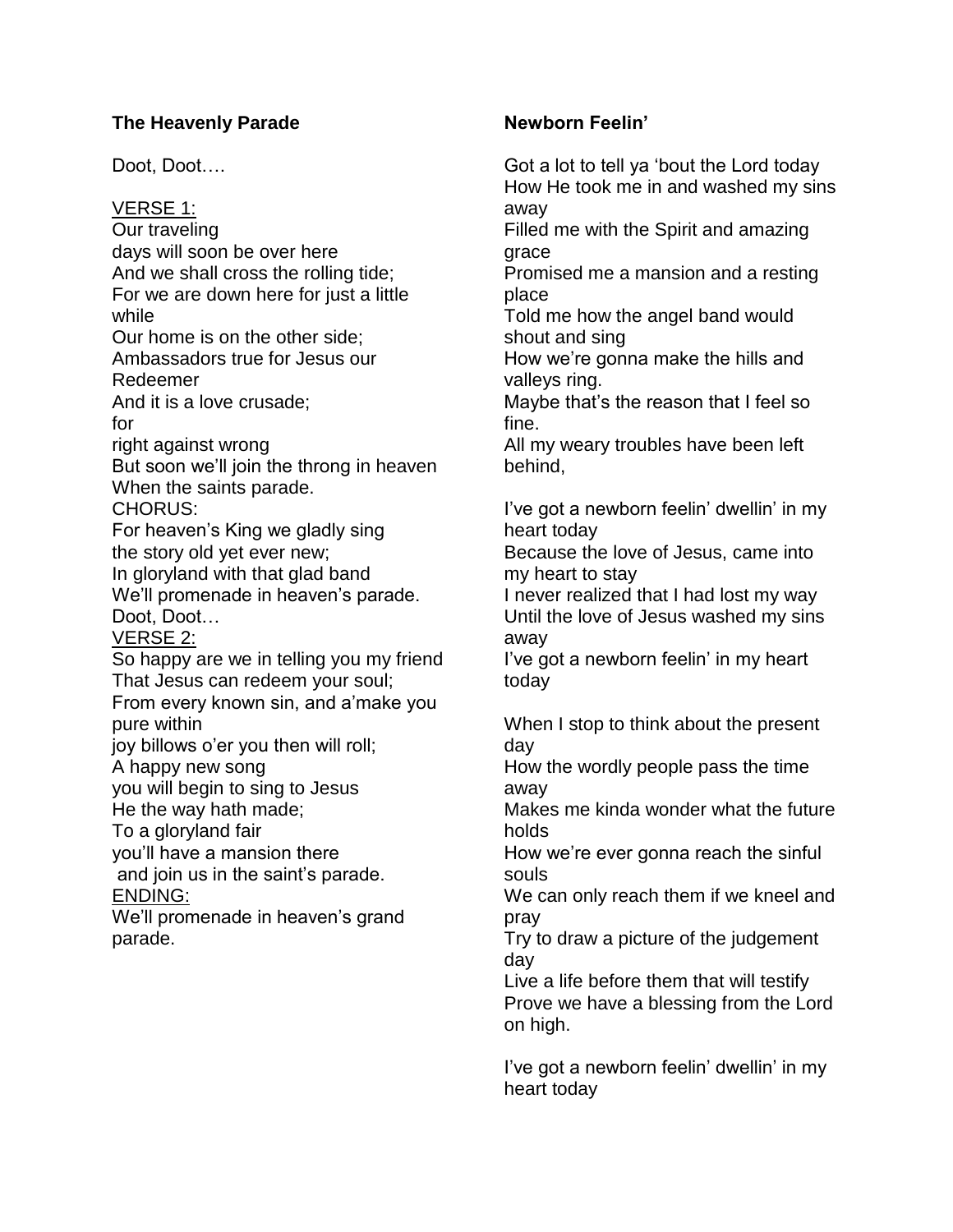### **The Heavenly Parade**

Doot, Doot….

VERSE 1:
Our traveling
days will soon be over here
And we shall cross the rolling tide;
For we are down here for just a little while
Our home is on the other side;
Ambassadors true for Jesus our Redeemer
And it is a love crusade;
for
right against wrong
But soon we'll join the throng in heaven
When the saints parade.
CHORUS:
For heaven's King we gladly sing
the story old yet ever new;
In gloryland with that glad band
We'll promenade in heaven's parade.
Doot, Doot…
VERSE 2:
So happy are we in telling you my friend
That Jesus can redeem your soul;
From every known sin, and a'make you pure within
joy billows o'er you then will roll;
A happy new song
you will begin to sing to Jesus
He the way hath made;
To a gloryland fair
you'll have a mansion there
and join us in the saint's parade.
ENDING:
We'll promenade in heaven's grand parade.

### **Newborn Feelin'**

Got a lot to tell ya 'bout the Lord today
How He took me in and washed my sins away
Filled me with the Spirit and amazing grace
Promised me a mansion and a resting place
Told me how the angel band would shout and sing
How we're gonna make the hills and valleys ring.
Maybe that's the reason that I feel so fine.
All my weary troubles have been left behind,

I've got a newborn feelin' dwellin' in my heart today
Because the love of Jesus, came into my heart to stay
I never realized that I had lost my way
Until the love of Jesus washed my sins away
I've got a newborn feelin' in my heart today

When I stop to think about the present day
How the wordly people pass the time away
Makes me kinda wonder what the future holds
How we're ever gonna reach the sinful souls
We can only reach them if we kneel and pray
Try to draw a picture of the judgement day
Live a life before them that will testify
Prove we have a blessing from the Lord on high.

I've got a newborn feelin' dwellin' in my heart today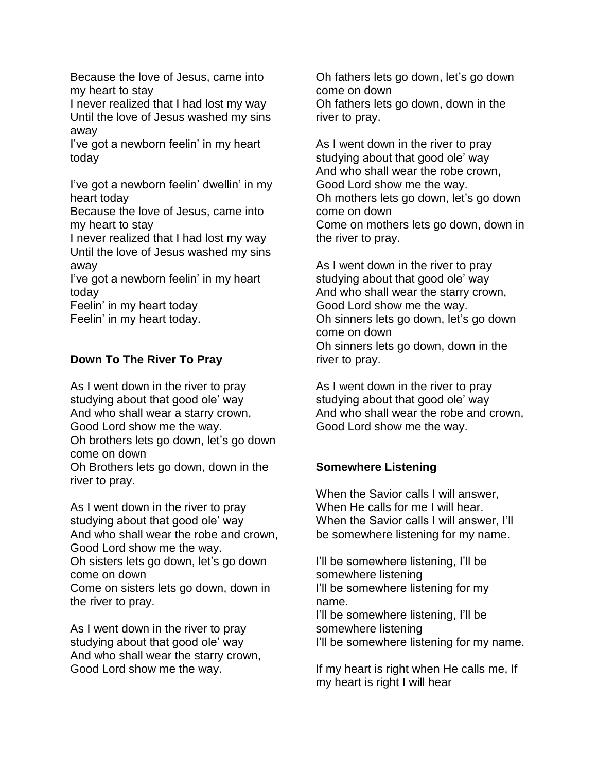Because the love of Jesus, came into my heart to stay
I never realized that I had lost my way
Until the love of Jesus washed my sins away
I've got a newborn feelin' in my heart today

I've got a newborn feelin' dwellin' in my heart today
Because the love of Jesus, came into my heart to stay
I never realized that I had lost my way
Until the love of Jesus washed my sins away
I've got a newborn feelin' in my heart today
Feelin' in my heart today
Feelin' in my heart today.

**Down To The River To Pray**

As I went down in the river to pray
studying about that good ole' way
And who shall wear a starry crown,
Good Lord show me the way.
Oh brothers lets go down, let's go down come on down
Oh Brothers lets go down, down in the river to pray.

As I went down in the river to pray
studying about that good ole' way
And who shall wear the robe and crown,
Good Lord show me the way.
Oh sisters lets go down, let's go down come on down
Come on sisters lets go down, down in the river to pray.

As I went down in the river to pray
studying about that good ole' way
And who shall wear the starry crown,
Good Lord show me the way.
Oh fathers lets go down, let's go down come on down
Oh fathers lets go down, down in the river to pray.

As I went down in the river to pray
studying about that good ole' way
And who shall wear the robe crown,
Good Lord show me the way.
Oh mothers lets go down, let's go down come on down
Come on mothers lets go down, down in the river to pray.

As I went down in the river to pray
studying about that good ole' way
And who shall wear the starry crown,
Good Lord show me the way.
Oh sinners lets go down, let's go down come on down
Oh sinners lets go down, down in the river to pray.

As I went down in the river to pray
studying about that good ole' way
And who shall wear the robe and crown,
Good Lord show me the way.

**Somewhere Listening**

When the Savior calls I will answer,
When He calls for me I will hear.
When the Savior calls I will answer, I'll be somewhere listening for my name.

I'll be somewhere listening, I'll be somewhere listening
I'll be somewhere listening for my name.
I'll be somewhere listening, I'll be somewhere listening
I'll be somewhere listening for my name.

If my heart is right when He calls me, If my heart is right I will hear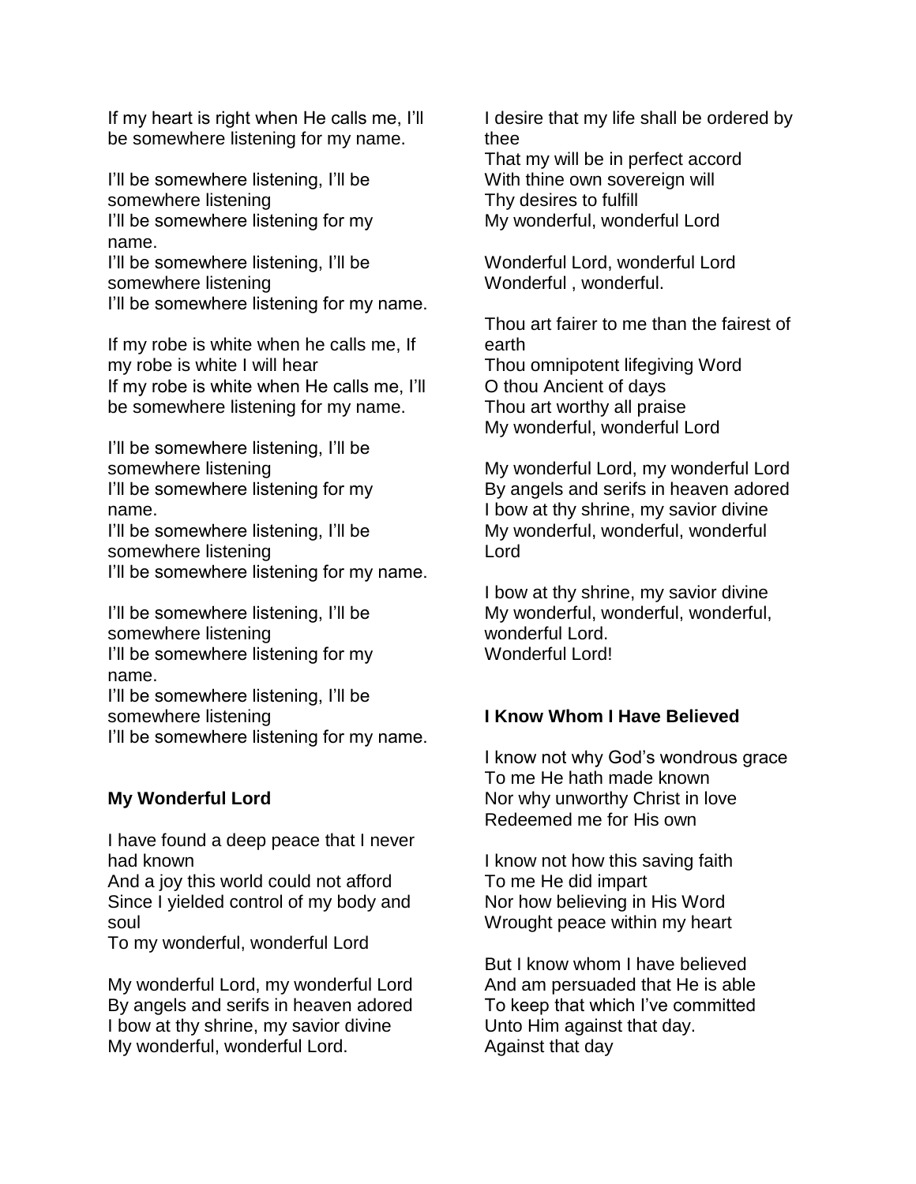If my heart is right when He calls me, I'll be somewhere listening for my name.

I'll be somewhere listening, I'll be somewhere listening
I'll be somewhere listening for my name.
I'll be somewhere listening, I'll be somewhere listening
I'll be somewhere listening for my name.

If my robe is white when he calls me, If my robe is white I will hear
If my robe is white when He calls me, I'll be somewhere listening for my name.

I'll be somewhere listening, I'll be somewhere listening
I'll be somewhere listening for my name.
I'll be somewhere listening, I'll be somewhere listening
I'll be somewhere listening for my name.

I'll be somewhere listening, I'll be somewhere listening
I'll be somewhere listening for my name.
I'll be somewhere listening, I'll be somewhere listening
I'll be somewhere listening for my name.

**My Wonderful Lord**

I have found a deep peace that I never had known
And a joy this world could not afford
Since I yielded control of my body and soul
To my wonderful, wonderful Lord

My wonderful Lord, my wonderful Lord
By angels and serifs in heaven adored
I bow at thy shrine, my savior divine
My wonderful, wonderful Lord.

I desire that my life shall be ordered by thee
That my will be in perfect accord
With thine own sovereign will
Thy desires to fulfill
My wonderful, wonderful Lord

Wonderful Lord, wonderful Lord
Wonderful , wonderful.

Thou art fairer to me than the fairest of earth
Thou omnipotent lifegiving Word
O thou Ancient of days
Thou art worthy all praise
My wonderful, wonderful Lord

My wonderful Lord, my wonderful Lord
By angels and serifs in heaven adored
I bow at thy shrine, my savior divine
My wonderful, wonderful, wonderful Lord

I bow at thy shrine, my savior divine
My wonderful, wonderful, wonderful, wonderful Lord.
Wonderful Lord!

**I Know Whom I Have Believed**

I know not why God's wondrous grace
To me He hath made known
Nor why unworthy Christ in love
Redeemed me for His own

I know not how this saving faith
To me He did impart
Nor how believing in His Word
Wrought peace within my heart

But I know whom I have believed
And am persuaded that He is able
To keep that which I've committed
Unto Him against that day.
Against that day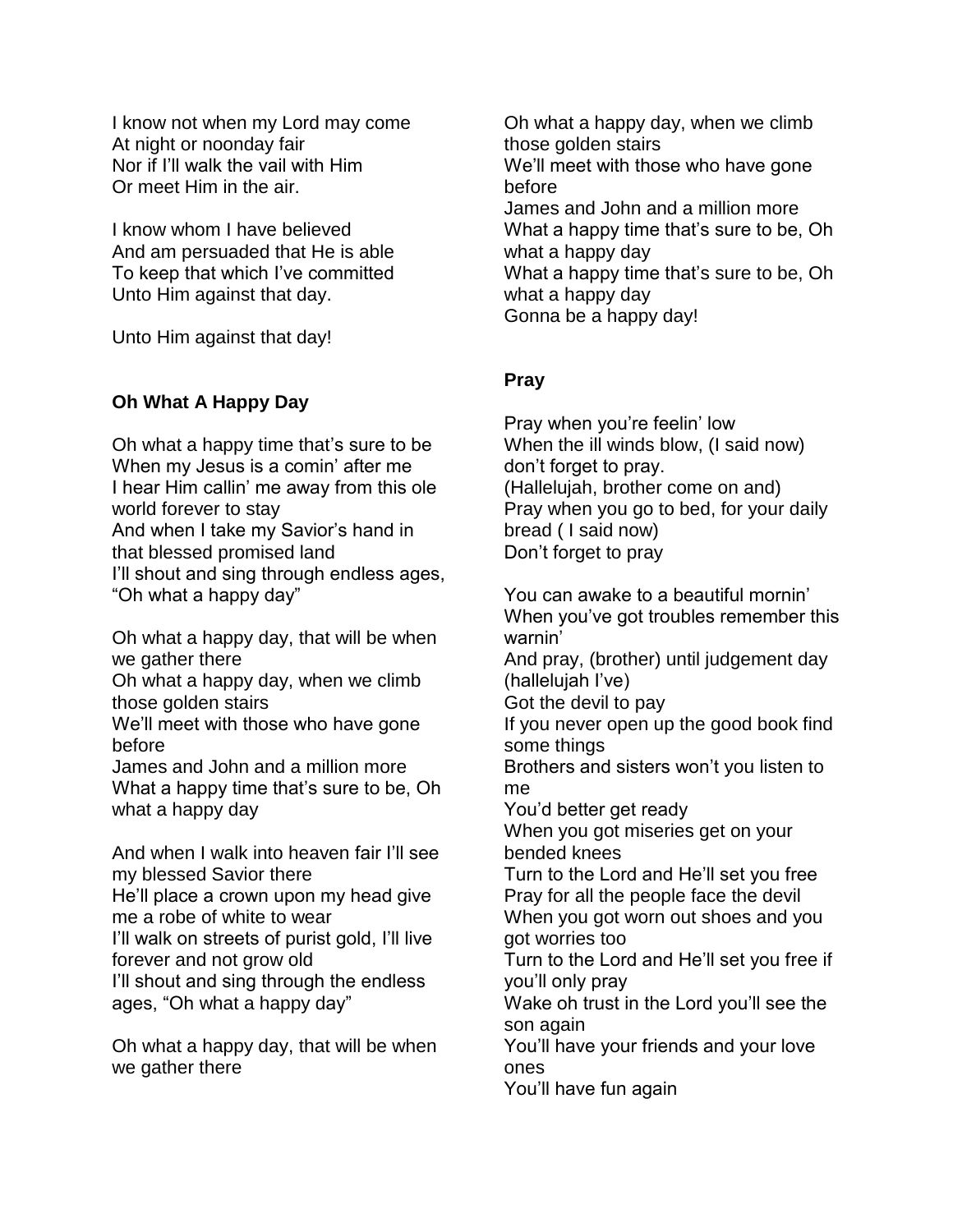I know not when my Lord may come
At night or noonday fair
Nor if I'll walk the vail with Him
Or meet Him in the air.

I know whom I have believed
And am persuaded that He is able
To keep that which I've committed
Unto Him against that day.

Unto Him against that day!

### Oh What A Happy Day

Oh what a happy time that's sure to be
When my Jesus is a comin' after me
I hear Him callin' me away from this ole world forever to stay
And when I take my Savior's hand in that blessed promised land
I'll shout and sing through endless ages, "Oh what a happy day"

Oh what a happy day, that will be when we gather there
Oh what a happy day, when we climb those golden stairs
We'll meet with those who have gone before
James and John and a million more
What a happy time that's sure to be, Oh what a happy day

And when I walk into heaven fair I'll see my blessed Savior there
He'll place a crown upon my head give me a robe of white to wear
I'll walk on streets of purist gold, I'll live forever and not grow old
I'll shout and sing through the endless ages, "Oh what a happy day"

Oh what a happy day, that will be when we gather there
Oh what a happy day, when we climb those golden stairs
We'll meet with those who have gone before
James and John and a million more
What a happy time that's sure to be, Oh what a happy day
What a happy time that's sure to be, Oh what a happy day
Gonna be a happy day!

### Pray

Pray when you're feelin' low
When the ill winds blow, (I said now) don't forget to pray.
(Hallelujah, brother come on and)
Pray when you go to bed, for your daily bread ( I said now)
Don't forget to pray

You can awake to a beautiful mornin'
When you've got troubles remember this warnin'
And pray, (brother) until judgement day (hallelujah I've)
Got the devil to pay
If you never open up the good book find some things
Brothers and sisters won't you listen to me
You'd better get ready
When you got miseries get on your bended knees
Turn to the Lord and He'll set you free
Pray for all the people face the devil
When you got worn out shoes and you got worries too
Turn to the Lord and He'll set you free if you'll only pray
Wake oh trust in the Lord you'll see the son again
You'll have your friends and your love ones
You'll have fun again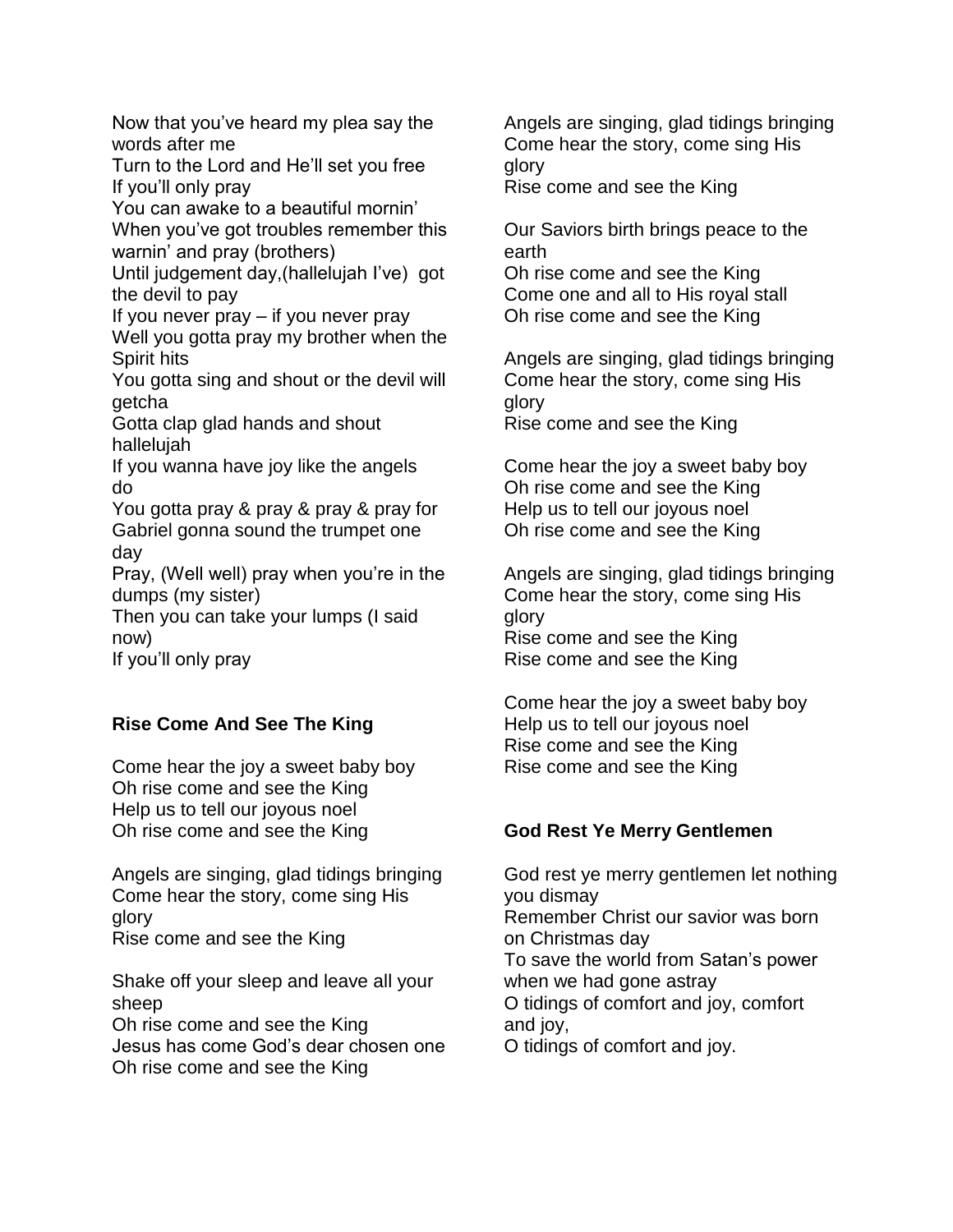Now that you've heard my plea say the words after me
Turn to the Lord and He'll set you free
If you'll only pray
You can awake to a beautiful mornin'
When you've got troubles remember this warnin' and pray (brothers)
Until judgement day,(hallelujah I've) got the devil to pay
If you never pray – if you never pray
Well you gotta pray my brother when the Spirit hits
You gotta sing and shout or the devil will getcha
Gotta clap glad hands and shout hallelujah
If you wanna have joy like the angels do
You gotta pray & pray & pray & pray for Gabriel gonna sound the trumpet one day
Pray, (Well well) pray when you're in the dumps (my sister)
Then you can take your lumps (I said now)
If you'll only pray

**Rise Come And See The King**

Come hear the joy a sweet baby boy
Oh rise come and see the King
Help us to tell our joyous noel
Oh rise come and see the King

Angels are singing, glad tidings bringing
Come hear the story, come sing His glory
Rise come and see the King

Shake off your sleep and leave all your sheep
Oh rise come and see the King
Jesus has come God's dear chosen one
Oh rise come and see the King

Angels are singing, glad tidings bringing
Come hear the story, come sing His glory
Rise come and see the King

Our Saviors birth brings peace to the earth
Oh rise come and see the King
Come one and all to His royal stall
Oh rise come and see the King

Angels are singing, glad tidings bringing
Come hear the story, come sing His glory
Rise come and see the King

Come hear the joy a sweet baby boy
Oh rise come and see the King
Help us to tell our joyous noel
Oh rise come and see the King

Angels are singing, glad tidings bringing
Come hear the story, come sing His glory
Rise come and see the King
Rise come and see the King

Come hear the joy a sweet baby boy
Help us to tell our joyous noel
Rise come and see the King
Rise come and see the King

**God Rest Ye Merry Gentlemen**

God rest ye merry gentlemen let nothing you dismay
Remember Christ our savior was born on Christmas day
To save the world from Satan's power when we had gone astray
O tidings of comfort and joy, comfort and joy,
O tidings of comfort and joy.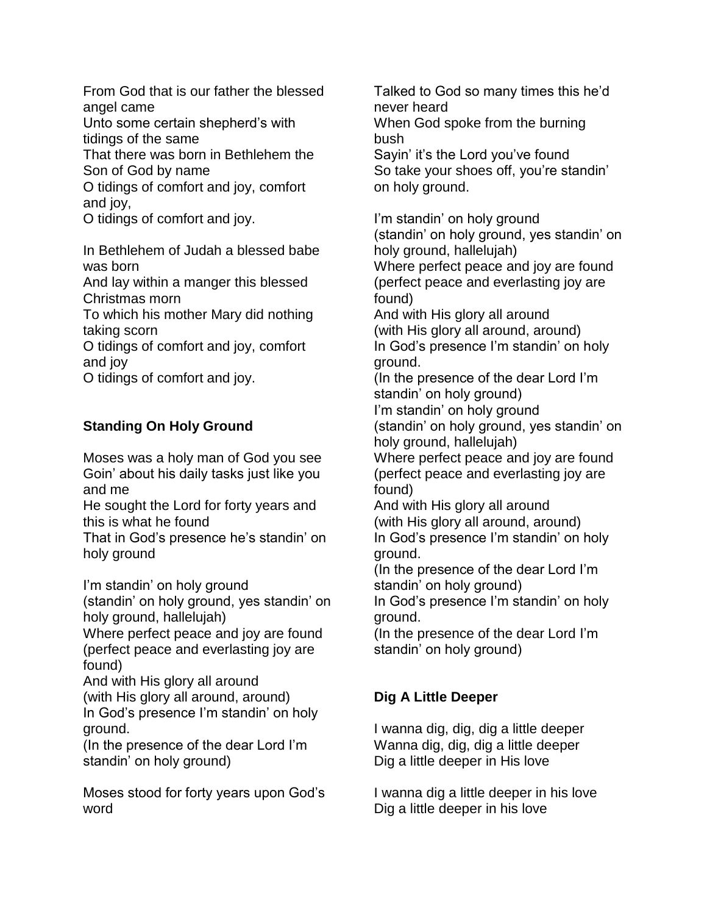From God that is our father the blessed angel came
Unto some certain shepherd's with tidings of the same
That there was born in Bethlehem the Son of God by name
O tidings of comfort and joy, comfort and joy,
O tidings of comfort and joy.

In Bethlehem of Judah a blessed babe was born
And lay within a manger this blessed Christmas morn
To which his mother Mary did nothing taking scorn
O tidings of comfort and joy, comfort and joy
O tidings of comfort and joy.

**Standing On Holy Ground**

Moses was a holy man of God you see
Goin' about his daily tasks just like you and me
He sought the Lord for forty years and this is what he found
That in God's presence he's standin' on holy ground

I'm standin' on holy ground
(standin' on holy ground, yes standin' on holy ground, hallelujah)
Where perfect peace and joy are found
(perfect peace and everlasting joy are found)
And with His glory all around
(with His glory all around, around)
In God's presence I'm standin' on holy ground.
(In the presence of the dear Lord I'm standin' on holy ground)

Moses stood for forty years upon God's word
Talked to God so many times this he'd never heard
When God spoke from the burning bush
Sayin' it's the Lord you've found
So take your shoes off, you're standin' on holy ground.

I'm standin' on holy ground
(standin' on holy ground, yes standin' on holy ground, hallelujah)
Where perfect peace and joy are found
(perfect peace and everlasting joy are found)
And with His glory all around
(with His glory all around, around)
In God's presence I'm standin' on holy ground.
(In the presence of the dear Lord I'm standin' on holy ground)
I'm standin' on holy ground
(standin' on holy ground, yes standin' on holy ground, hallelujah)
Where perfect peace and joy are found
(perfect peace and everlasting joy are found)
And with His glory all around
(with His glory all around, around)
In God's presence I'm standin' on holy ground.
(In the presence of the dear Lord I'm standin' on holy ground)
In God's presence I'm standin' on holy ground.
(In the presence of the dear Lord I'm standin' on holy ground)

**Dig A Little Deeper**

I wanna dig, dig, dig a little deeper
Wanna dig, dig, dig a little deeper
Dig a little deeper in His love

I wanna dig a little deeper in his love
Dig a little deeper in his love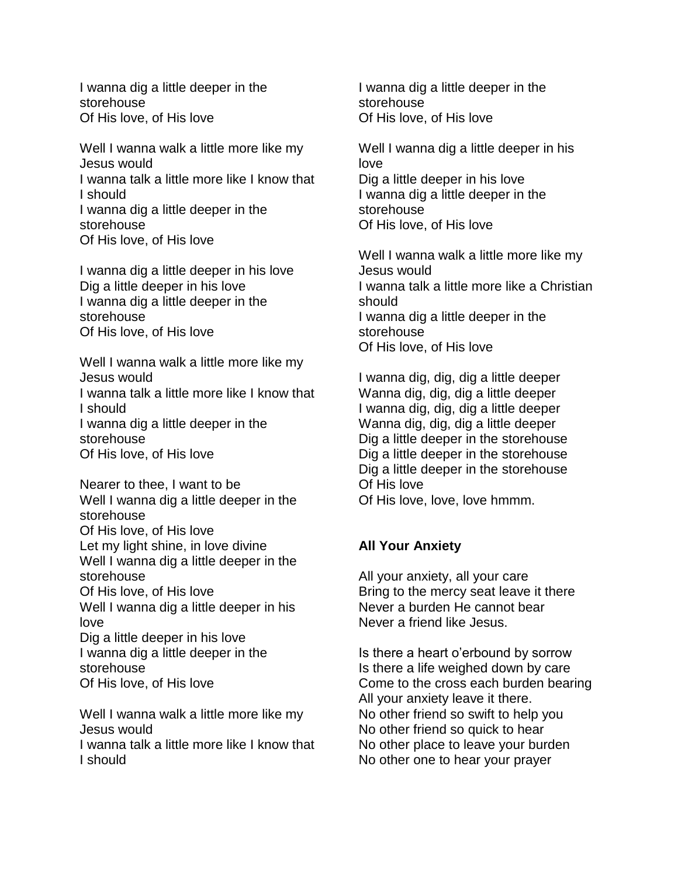I wanna dig a little deeper in the storehouse
Of His love, of His love

Well I wanna walk a little more like my Jesus would
I wanna talk a little more like I know that I should
I wanna dig a little deeper in the storehouse
Of His love, of His love

I wanna dig a little deeper in his love
Dig a little deeper in his love
I wanna dig a little deeper in the storehouse
Of His love, of His love

Well I wanna walk a little more like my Jesus would
I wanna talk a little more like I know that I should
I wanna dig a little deeper in the storehouse
Of His love, of His love

Nearer to thee, I want to be
Well I wanna dig a little deeper in the storehouse
Of His love, of His love
Let my light shine, in love divine
Well I wanna dig a little deeper in the storehouse
Of His love, of His love
Well I wanna dig a little deeper in his love
Dig a little deeper in his love
I wanna dig a little deeper in the storehouse
Of His love, of His love

Well I wanna walk a little more like my Jesus would
I wanna talk a little more like I know that I should
I wanna dig a little deeper in the storehouse
Of His love, of His love

Well I wanna dig a little deeper in his love
Dig a little deeper in his love
I wanna dig a little deeper in the storehouse
Of His love, of His love

Well I wanna walk a little more like my Jesus would
I wanna talk a little more like a Christian should
I wanna dig a little deeper in the storehouse
Of His love, of His love

I wanna dig, dig, dig a little deeper
Wanna dig, dig, dig a little deeper
I wanna dig, dig, dig a little deeper
Wanna dig, dig, dig a little deeper
Dig a little deeper in the storehouse
Dig a little deeper in the storehouse
Dig a little deeper in the storehouse
Of His love
Of His love, love, love hmmm.

**All Your Anxiety**

All your anxiety, all your care
Bring to the mercy seat leave it there
Never a burden He cannot bear
Never a friend like Jesus.

Is there a heart o'erbound by sorrow
Is there a life weighed down by care
Come to the cross each burden bearing
All your anxiety leave it there.
No other friend so swift to help you
No other friend so quick to hear
No other place to leave your burden
No other one to hear your prayer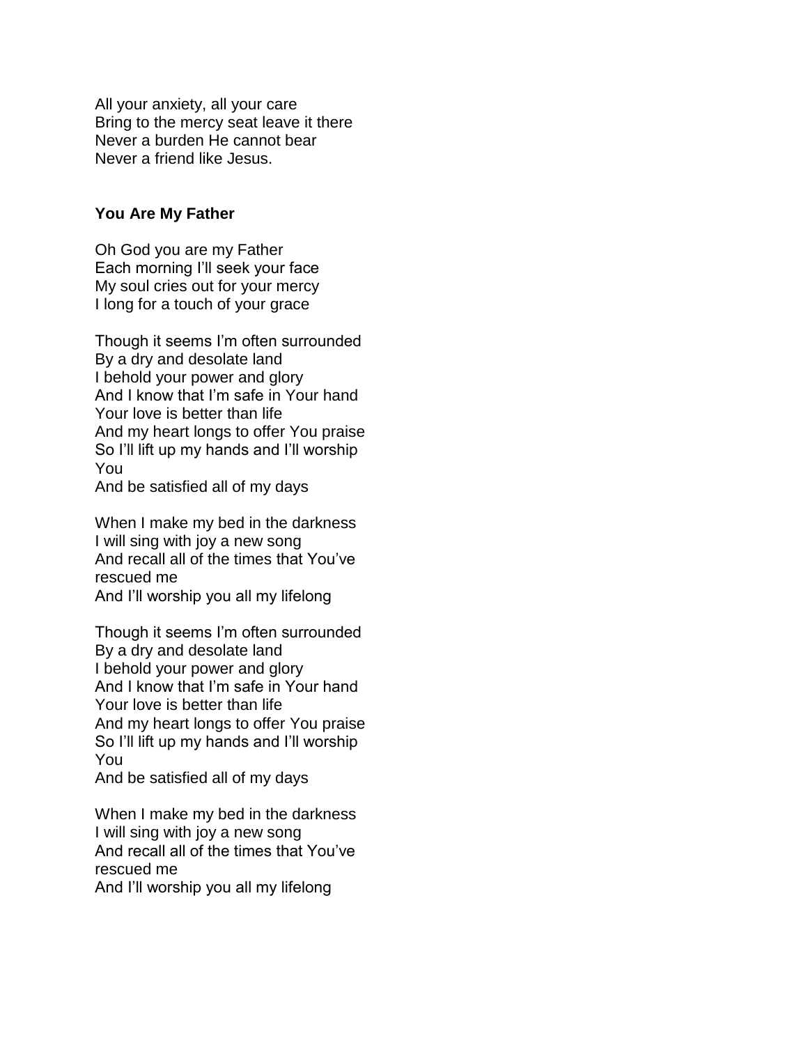All your anxiety, all your care
Bring to the mercy seat leave it there
Never a burden He cannot bear
Never a friend like Jesus.

**You Are My Father**

Oh God you are my Father
Each morning I'll seek your face
My soul cries out for your mercy
I long for a touch of your grace

Though it seems I'm often surrounded
By a dry and desolate land
I behold your power and glory
And I know that I'm safe in Your hand
Your love is better than life
And my heart longs to offer You praise
So I'll lift up my hands and I'll worship You
And be satisfied all of my days

When I make my bed in the darkness
I will sing with joy a new song
And recall all of the times that You've rescued me
And I'll worship you all my lifelong

Though it seems I'm often surrounded
By a dry and desolate land
I behold your power and glory
And I know that I'm safe in Your hand
Your love is better than life
And my heart longs to offer You praise
So I'll lift up my hands and I'll worship You
And be satisfied all of my days

When I make my bed in the darkness
I will sing with joy a new song
And recall all of the times that You've rescued me
And I'll worship you all my lifelong